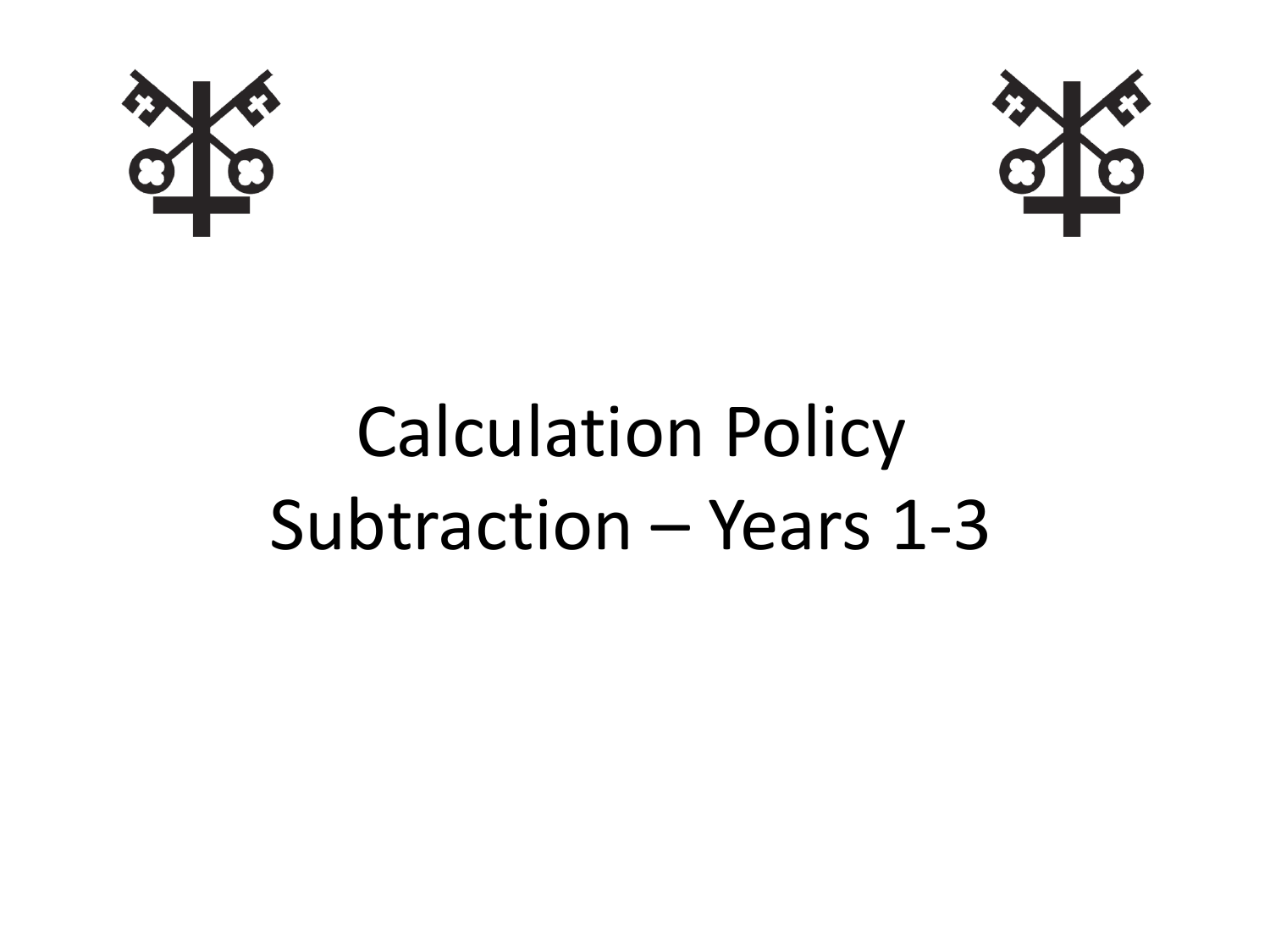# Calculation Policy
# Subtraction – Years 1-3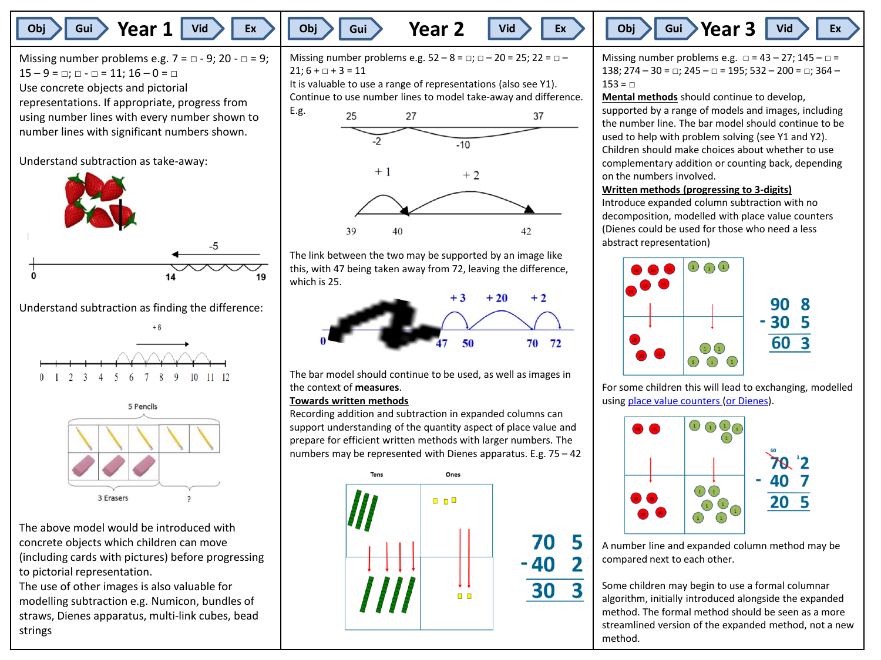Obj | Gui | **Year 1** | Vid | Ex

Missing number problems e.g. 7 = □ - 9; 20 - □ = 9; 15 – 9 = □; □ - □ = 11; 16 – 0 = □

Use concrete objects and pictorial representations. If appropriate, progress from using number lines with every number shown to number lines with significant numbers shown.

Understand subtraction as take-away:

-5

0 14 19

Understand subtraction as finding the difference:

+6

0 1 2 3 4 5 6 7 8 9 10 11 12

5 Pencils

3 Erasers ?

The above model would be introduced with concrete objects which children can move (including cards with pictures) before progressing to pictorial representation.

The use of other images is also valuable for modelling subtraction e.g. Numicon, bundles of straws, Dienes apparatus, multi-link cubes, bead strings

Obj | Gui | **Year 2** | Vid | Ex

Missing number problems e.g. 52 – 8 = □; □ – 20 = 25; 22 = □ – 21; 6 + □ + 3 = 11

It is valuable to use a range of representations (also see Y1). Continue to use number lines to model take-away and difference. E.g.

25 27 37

-2 -10

+ 1 + 2

39 40 42

The link between the two may be supported by an image like this, with 47 being taken away from 72, leaving the difference, which is 25.

+ 3 + 20 + 2

0 47 50 70 72

The bar model should continue to be used, as well as images in the context of **measures.**

**Towards written methods**

Recording addition and subtraction in expanded columns can support understanding of the quantity aspect of place value and prepare for efficient written methods with larger numbers. The numbers may be represented with Dienes apparatus. E.g. 75 – 42

Tens Ones

| | |
|---|---|
| 70 | 5 |
| - 40 | 2 |
| 30 | 3 |

Obj | Gui | **Year 3** | Vid | Ex

Missing number problems e.g. □ = 43 – 27; 145 – □ = 138; 274 – 30 = □; 245 – □ = 195; 532 – 200 = □; 364 – 153 = □

**Mental methods** should continue to develop, supported by a range of models and images, including the number line. The bar model should continue to be used to help with problem solving (see Y1 and Y2). Children should make choices about whether to use complementary addition or counting back, depending on the numbers involved.

**Written methods (progressing to 3-digits)**

Introduce expanded column subtraction with no decomposition, modelled with place value counters (Dienes could be used for those who need a less abstract representation)

| | |
|---|---|
| 90 | 8 |
| - 30 | 5 |
| 60 | 3 |

For some children this will lead to exchanging, modelled using place value counters (or Dienes).

| | |
|---|---|
| ~~70~~ 60 | ¹2 |
| - 40 | 7 |
| 20 | 5 |

A number line and expanded column method may be compared next to each other.

Some children may begin to use a formal columnar algorithm, initially introduced alongside the expanded method. The formal method should be seen as a more streamlined version of the expanded method, not a new method.